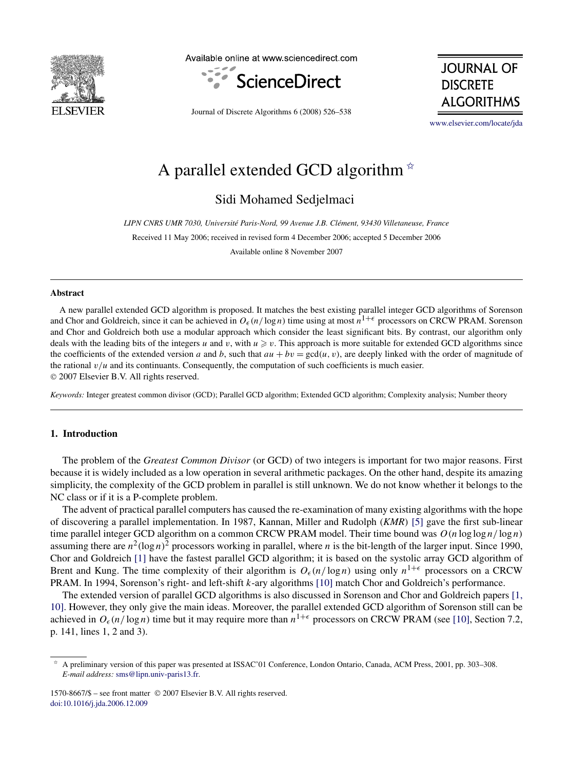# A parallel extended GCD algorithm ☆

Sidi Mohamed Sedjelmaci

*LIPN CNRS UMR 7030, Université Paris-Nord, 99 Avenue J.B. Clément, 93430 Villetaneuse, France*

Received 11 May 2006; received in revised form 4 December 2006; accepted 5 December 2006

Available online 8 November 2007

## Abstract

A new parallel extended GCD algorithm is proposed. It matches the best existing parallel integer GCD algorithms of Sorenson and Chor and Goldreich, since it can be achieved in $O_\epsilon(n/\log n)$ time using at most $n^{1+\epsilon}$ processors on CRCW PRAM. Sorenson and Chor and Goldreich both use a modular approach which consider the least significant bits. By contrast, our algorithm only deals with the leading bits of the integers $u$ and $v$, with $u \geqslant v$. This approach is more suitable for extended GCD algorithms since the coefficients of the extended version $a$ and $b$, such that $au + bv = \gcd(u, v)$, are deeply linked with the order of magnitude of the rational $v/u$ and its continuants. Consequently, the computation of such coefficients is much easier.

© 2007 Elsevier B.V. All rights reserved.

*Keywords:* Integer greatest common divisor (GCD); Parallel GCD algorithm; Extended GCD algorithm; Complexity analysis; Number theory

## 1. Introduction

The problem of the *Greatest Common Divisor* (or GCD) of two integers is important for two major reasons. First because it is widely included as a low operation in several arithmetic packages. On the other hand, despite its amazing simplicity, the complexity of the GCD problem in parallel is still unknown. We do not know whether it belongs to the NC class or if it is a P-complete problem.

The advent of practical parallel computers has caused the re-examination of many existing algorithms with the hope of discovering a parallel implementation. In 1987, Kannan, Miller and Rudolph (*KMR*) [5] gave the first sub-linear time parallel integer GCD algorithm on a common CRCW PRAM model. Their time bound was $O(n \log\log n/\log n)$ assuming there are $n^2(\log n)^2$ processors working in parallel, where $n$ is the bit-length of the larger input. Since 1990, Chor and Goldreich [1] have the fastest parallel GCD algorithm; it is based on the systolic array GCD algorithm of Brent and Kung. The time complexity of their algorithm is $O_\epsilon(n/\log n)$ using only $n^{1+\epsilon}$ processors on a CRCW PRAM. In 1994, Sorenson's right- and left-shift $k$-ary algorithms [10] match Chor and Goldreich's performance.

The extended version of parallel GCD algorithms is also discussed in Sorenson and Chor and Goldreich papers [1, 10]. However, they only give the main ideas. Moreover, the parallel extended GCD algorithm of Sorenson still can be achieved in $O_\epsilon(n/\log n)$ time but it may require more than $n^{1+\epsilon}$ processors on CRCW PRAM (see [10], Section 7.2, p. 141, lines 1, 2 and 3).

☆ A preliminary version of this paper was presented at ISSAC'01 Conference, London Ontario, Canada, ACM Press, 2001, pp. 303–308.
*E-mail address:* sms@lipn.univ-paris13.fr.

1570-8667/$ – see front matter © 2007 Elsevier B.V. All rights reserved.
doi:10.1016/j.jda.2006.12.009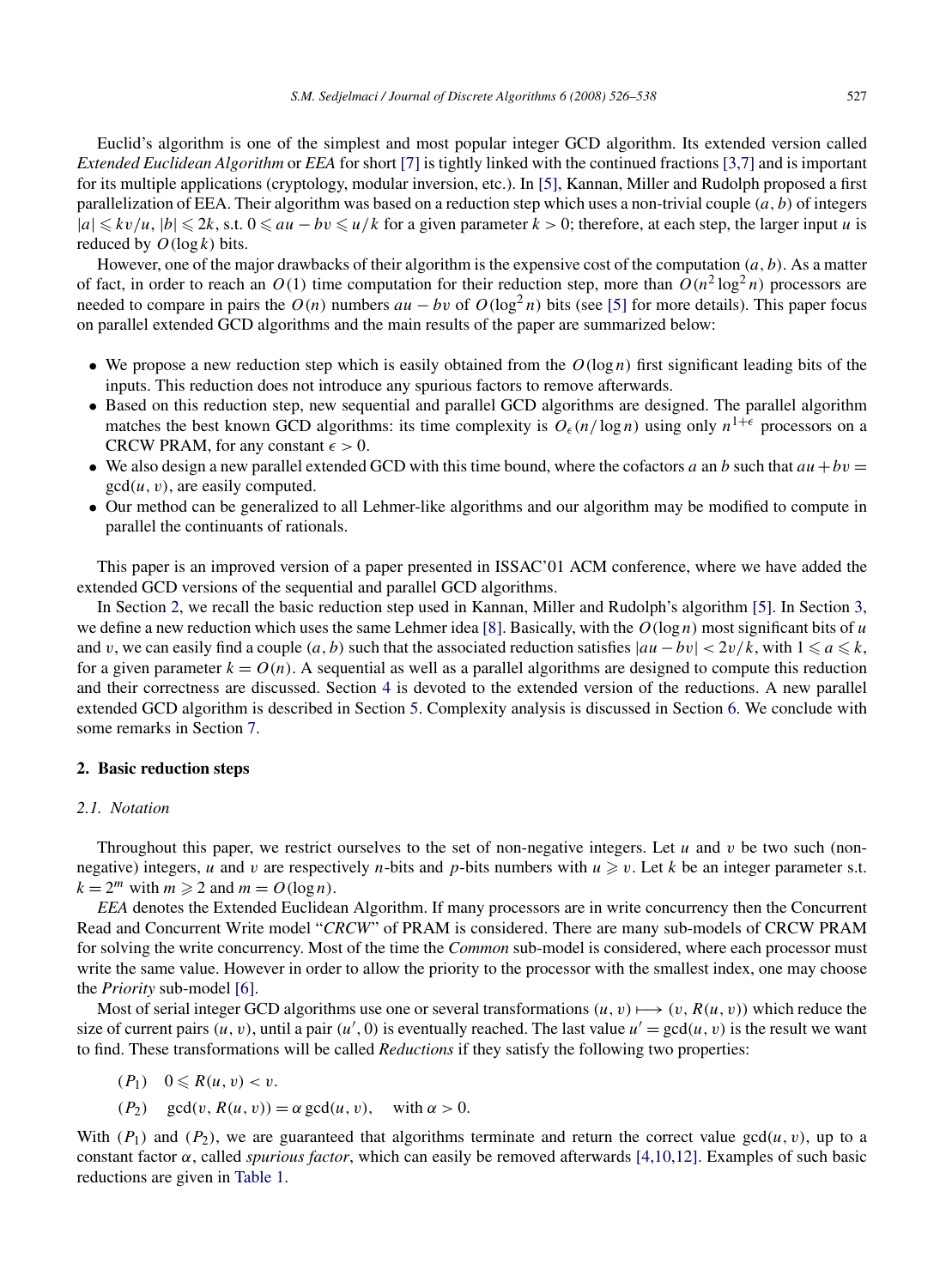Euclid's algorithm is one of the simplest and most popular integer GCD algorithm. Its extended version called *Extended Euclidean Algorithm* or *EEA* for short [7] is tightly linked with the continued fractions [3,7] and is important for its multiple applications (cryptology, modular inversion, etc.). In [5], Kannan, Miller and Rudolph proposed a first parallelization of EEA. Their algorithm was based on a reduction step which uses a non-trivial couple $(a, b)$ of integers $|a| \leqslant kv/u$, $|b| \leqslant 2k$, s.t. $0 \leqslant au - bv \leqslant u/k$ for a given parameter $k > 0$; therefore, at each step, the larger input $u$ is reduced by $O(\log k)$ bits.

However, one of the major drawbacks of their algorithm is the expensive cost of the computation $(a, b)$. As a matter of fact, in order to reach an $O(1)$ time computation for their reduction step, more than $O(n^2 \log^2 n)$ processors are needed to compare in pairs the $O(n)$ numbers $au - bv$ of $O(\log^2 n)$ bits (see [5] for more details). This paper focus on parallel extended GCD algorithms and the main results of the paper are summarized below:

- We propose a new reduction step which is easily obtained from the $O(\log n)$ first significant leading bits of the inputs. This reduction does not introduce any spurious factors to remove afterwards.
- Based on this reduction step, new sequential and parallel GCD algorithms are designed. The parallel algorithm matches the best known GCD algorithms: its time complexity is $O_\epsilon(n/\log n)$ using only $n^{1+\epsilon}$ processors on a CRCW PRAM, for any constant $\epsilon > 0$.
- We also design a new parallel extended GCD with this time bound, where the cofactors $a$ an $b$ such that $au + bv = \gcd(u, v)$, are easily computed.
- Our method can be generalized to all Lehmer-like algorithms and our algorithm may be modified to compute in parallel the continuants of rationals.

This paper is an improved version of a paper presented in ISSAC'01 ACM conference, where we have added the extended GCD versions of the sequential and parallel GCD algorithms.

In Section 2, we recall the basic reduction step used in Kannan, Miller and Rudolph's algorithm [5]. In Section 3, we define a new reduction which uses the same Lehmer idea [8]. Basically, with the $O(\log n)$ most significant bits of $u$ and $v$, we can easily find a couple $(a, b)$ such that the associated reduction satisfies $|au - bv| < 2v/k$, with $1 \leqslant a \leqslant k$, for a given parameter $k = O(n)$. A sequential as well as a parallel algorithms are designed to compute this reduction and their correctness are discussed. Section 4 is devoted to the extended version of the reductions. A new parallel extended GCD algorithm is described in Section 5. Complexity analysis is discussed in Section 6. We conclude with some remarks in Section 7.

## 2. Basic reduction steps

### 2.1. Notation

Throughout this paper, we restrict ourselves to the set of non-negative integers. Let $u$ and $v$ be two such (non-negative) integers, $u$ and $v$ are respectively $n$-bits and $p$-bits numbers with $u \geqslant v$. Let $k$ be an integer parameter s.t. $k = 2^m$ with $m \geqslant 2$ and $m = O(\log n)$.

*EEA* denotes the Extended Euclidean Algorithm. If many processors are in write concurrency then the Concurrent Read and Concurrent Write model "*CRCW*" of PRAM is considered. There are many sub-models of CRCW PRAM for solving the write concurrency. Most of the time the *Common* sub-model is considered, where each processor must write the same value. However in order to allow the priority to the processor with the smallest index, one may choose the *Priority* sub-model [6].

Most of serial integer GCD algorithms use one or several transformations $(u, v) \longmapsto (v, R(u, v))$ which reduce the size of current pairs $(u, v)$, until a pair $(u', 0)$ is eventually reached. The last value $u' = \gcd(u, v)$ is the result we want to find. These transformations will be called *Reductions* if they satisfy the following two properties:

$(P_1)$ $\quad 0 \leqslant R(u, v) < v$.

$(P_2)$ $\quad \gcd(v, R(u, v)) = \alpha \gcd(u, v), \quad$ with $\alpha > 0$.

With $(P_1)$ and $(P_2)$, we are guaranteed that algorithms terminate and return the correct value $\gcd(u, v)$, up to a constant factor $\alpha$, called *spurious factor*, which can easily be removed afterwards [4,10,12]. Examples of such basic reductions are given in Table 1.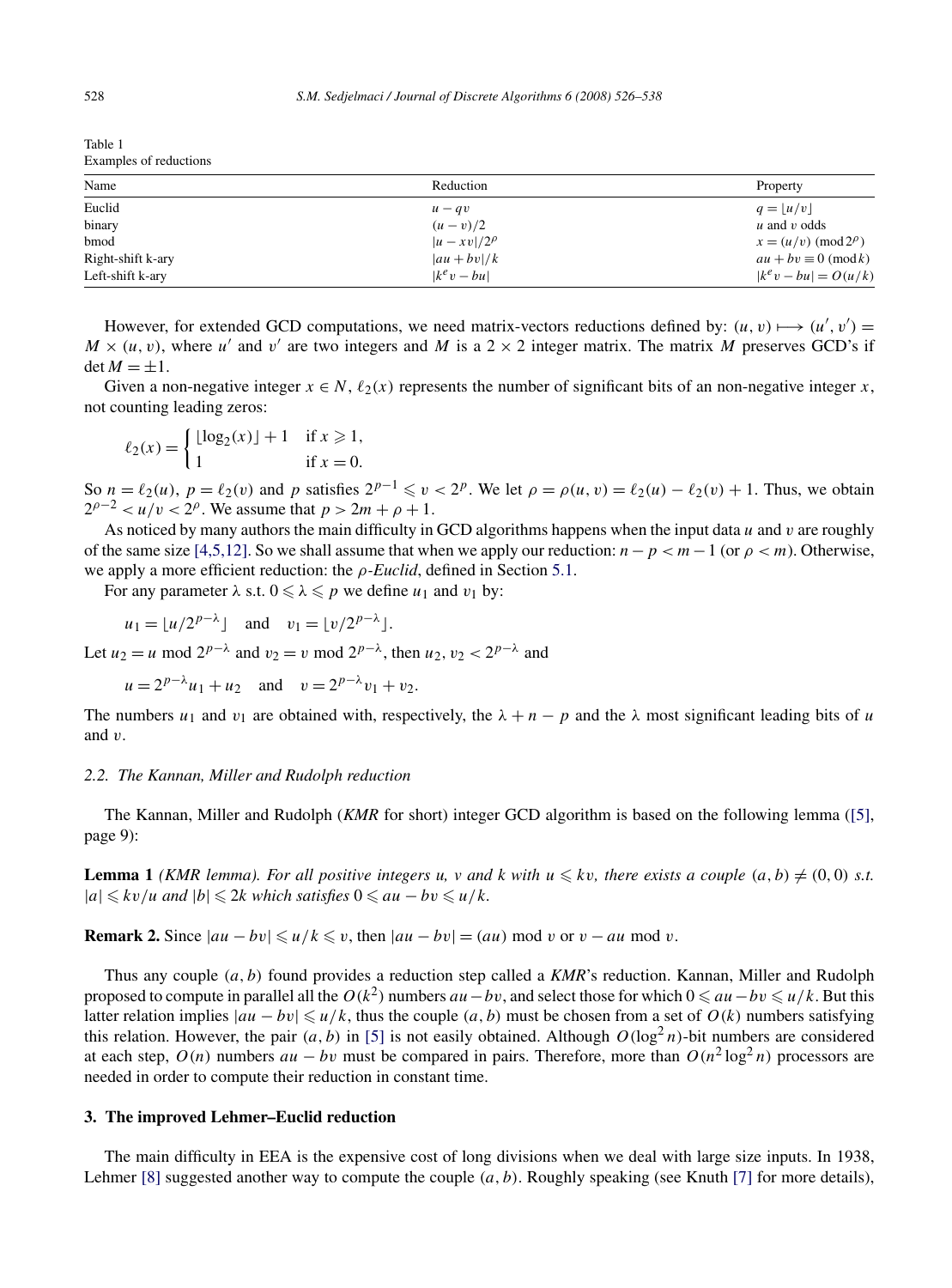Table 1
Examples of reductions

| Name | Reduction | Property |
|---|---|---|
| Euclid | $u - qv$ | $q = \lfloor u/v \rfloor$ |
| binary | $(u - v)/2$ | $u$ and $v$ odds |
| bmod | $\lvert u - xv\rvert/2^{\rho}$ | $x = (u/v) \pmod{2^{\rho}}$ |
| Right-shift k-ary | $\lvert au + bv\rvert/k$ | $au + bv \equiv 0 \pmod{k}$ |
| Left-shift k-ary | $\lvert k^e v - bu\rvert$ | $\lvert k^e v - bu\rvert = O(u/k)$ |

However, for extended GCD computations, we need matrix-vectors reductions defined by: $(u, v) \longmapsto (u', v') = M \times (u, v)$, where $u'$ and $v'$ are two integers and $M$ is a $2 \times 2$ integer matrix. The matrix $M$ preserves GCD's if $\det M = \pm 1$.

Given a non-negative integer $x \in N$, $\ell_2(x)$ represents the number of significant bits of an non-negative integer $x$, not counting leading zeros:

$$\ell_2(x) = \begin{cases} \lfloor \log_2(x) \rfloor + 1 & \text{if } x \geqslant 1, \\ 1 & \text{if } x = 0. \end{cases}$$

So $n = \ell_2(u)$, $p = \ell_2(v)$ and $p$ satisfies $2^{p-1} \leqslant v < 2^p$. We let $\rho = \rho(u, v) = \ell_2(u) - \ell_2(v) + 1$. Thus, we obtain $2^{\rho-2} < u/v < 2^{\rho}$. We assume that $p > 2m + \rho + 1$.

As noticed by many authors the main difficulty in GCD algorithms happens when the input data $u$ and $v$ are roughly of the same size [4,5,12]. So we shall assume that when we apply our reduction: $n - p < m - 1$ (or $\rho < m$). Otherwise, we apply a more efficient reduction: the *ρ-Euclid*, defined in Section 5.1.

For any parameter $\lambda$ s.t. $0 \leqslant \lambda \leqslant p$ we define $u_1$ and $v_1$ by:

$$u_1 = \lfloor u/2^{p-\lambda} \rfloor \quad \text{and} \quad v_1 = \lfloor v/2^{p-\lambda} \rfloor.$$

Let $u_2 = u \bmod 2^{p-\lambda}$ and $v_2 = v \bmod 2^{p-\lambda}$, then $u_2, v_2 < 2^{p-\lambda}$ and

$$u = 2^{p-\lambda} u_1 + u_2 \quad \text{and} \quad v = 2^{p-\lambda} v_1 + v_2.$$

The numbers $u_1$ and $v_1$ are obtained with, respectively, the $\lambda + n - p$ and the $\lambda$ most significant leading bits of $u$ and $v$.

### 2.2. The Kannan, Miller and Rudolph reduction

The Kannan, Miller and Rudolph (*KMR* for short) integer GCD algorithm is based on the following lemma ([5], page 9):

**Lemma 1** *(KMR lemma). For all positive integers u, v and k with $u \leqslant kv$, there exists a couple $(a, b) \neq (0, 0)$ s.t. $|a| \leqslant kv/u$ and $|b| \leqslant 2k$ which satisfies $0 \leqslant au - bv \leqslant u/k$.*

**Remark 2.** Since $|au - bv| \leqslant u/k \leqslant v$, then $|au - bv| = (au) \bmod v$ or $v - au \bmod v$.

Thus any couple $(a, b)$ found provides a reduction step called a *KMR*'s reduction. Kannan, Miller and Rudolph proposed to compute in parallel all the $O(k^2)$ numbers $au - bv$, and select those for which $0 \leqslant au - bv \leqslant u/k$. But this latter relation implies $|au - bv| \leqslant u/k$, thus the couple $(a, b)$ must be chosen from a set of $O(k)$ numbers satisfying this relation. However, the pair $(a, b)$ in [5] is not easily obtained. Although $O(\log^2 n)$-bit numbers are considered at each step, $O(n)$ numbers $au - bv$ must be compared in pairs. Therefore, more than $O(n^2 \log^2 n)$ processors are needed in order to compute their reduction in constant time.

## 3. The improved Lehmer–Euclid reduction

The main difficulty in EEA is the expensive cost of long divisions when we deal with large size inputs. In 1938, Lehmer [8] suggested another way to compute the couple $(a, b)$. Roughly speaking (see Knuth [7] for more details),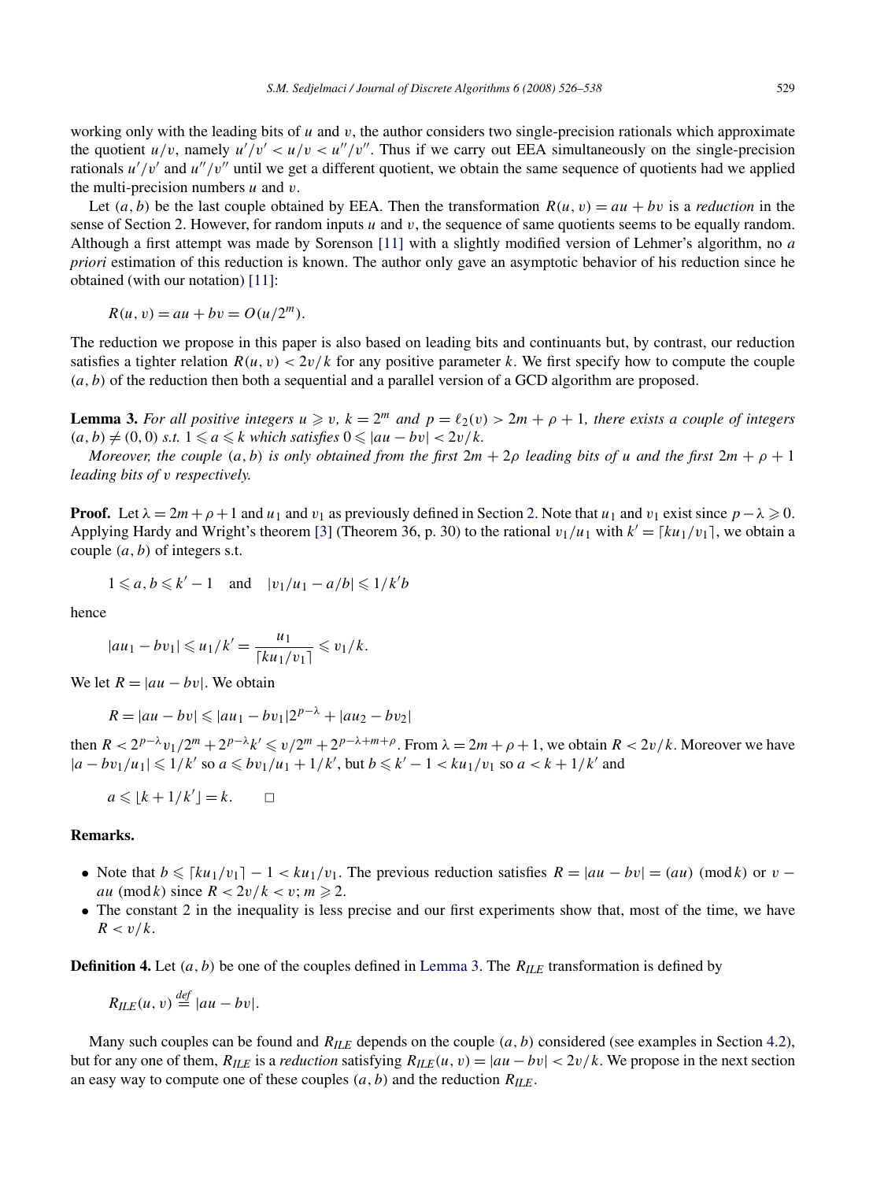working only with the leading bits of $u$ and $v$, the author considers two single-precision rationals which approximate the quotient $u/v$, namely $u'/v' < u/v < u''/v''$. Thus if we carry out EEA simultaneously on the single-precision rationals $u'/v'$ and $u''/v''$ until we get a different quotient, we obtain the same sequence of quotients had we applied the multi-precision numbers $u$ and $v$.

Let $(a,b)$ be the last couple obtained by EEA. Then the transformation $R(u,v) = au + bv$ is a *reduction* in the sense of Section 2. However, for random inputs $u$ and $v$, the sequence of same quotients seems to be equally random. Although a first attempt was made by Sorenson [11] with a slightly modified version of Lehmer's algorithm, no *a priori* estimation of this reduction is known. The author only gave an asymptotic behavior of his reduction since he obtained (with our notation) [11]:

$$R(u,v) = au + bv = O(u/2^m).$$

The reduction we propose in this paper is also based on leading bits and continuants but, by contrast, our reduction satisfies a tighter relation $R(u,v) < 2v/k$ for any positive parameter $k$. We first specify how to compute the couple $(a,b)$ of the reduction then both a sequential and a parallel version of a GCD algorithm are proposed.

**Lemma 3.** *For all positive integers $u \geqslant v$, $k = 2^m$ and $p = \ell_2(v) > 2m + \rho + 1$, there exists a couple of integers $(a,b) \neq (0,0)$ s.t. $1 \leqslant a \leqslant k$ which satisfies $0 \leqslant |au - bv| < 2v/k$.*

*Moreover, the couple $(a,b)$ is only obtained from the first $2m + 2\rho$ leading bits of $u$ and the first $2m + \rho + 1$ leading bits of $v$ respectively.*

**Proof.** Let $\lambda = 2m + \rho + 1$ and $u_1$ and $v_1$ as previously defined in Section 2. Note that $u_1$ and $v_1$ exist since $p - \lambda \geqslant 0$. Applying Hardy and Wright's theorem [3] (Theorem 36, p. 30) to the rational $v_1/u_1$ with $k' = \lceil k u_1/v_1 \rceil$, we obtain a couple $(a,b)$ of integers s.t.

$$1 \leqslant a, b \leqslant k' - 1 \quad \text{and} \quad |v_1/u_1 - a/b| \leqslant 1/k'b$$

hence

$$|au_1 - bv_1| \leqslant u_1/k' = \frac{u_1}{\lceil k u_1/v_1 \rceil} \leqslant v_1/k.$$

We let $R = |au - bv|$. We obtain

$$R = |au - bv| \leqslant |au_1 - bv_1| 2^{p-\lambda} + |au_2 - bv_2|$$

then $R < 2^{p-\lambda} v_1/2^m + 2^{p-\lambda} k' \leqslant v/2^m + 2^{p-\lambda+m+\rho}$. From $\lambda = 2m + \rho + 1$, we obtain $R < 2v/k$. Moreover we have $|a - bv_1/u_1| \leqslant 1/k'$ so $a \leqslant bv_1/u_1 + 1/k'$, but $b \leqslant k' - 1 < k u_1/v_1$ so $a < k + 1/k'$ and

$$a \leqslant \lfloor k + 1/k' \rfloor = k. \qquad \square$$

**Remarks.**

- Note that $b \leqslant \lceil k u_1/v_1 \rceil - 1 < k u_1/v_1$. The previous reduction satisfies $R = |au - bv| = (au) \pmod k$ or $v - au \pmod k$ since $R < 2v/k < v$; $m \geqslant 2$.
- The constant 2 in the inequality is less precise and our first experiments show that, most of the time, we have $R < v/k$.

**Definition 4.** Let $(a,b)$ be one of the couples defined in Lemma 3. The $R_{ILE}$ transformation is defined by

$$R_{ILE}(u,v) \stackrel{def}{=} |au - bv|.$$

Many such couples can be found and $R_{ILE}$ depends on the couple $(a,b)$ considered (see examples in Section 4.2), but for any one of them, $R_{ILE}$ is a *reduction* satisfying $R_{ILE}(u,v) = |au - bv| < 2v/k$. We propose in the next section an easy way to compute one of these couples $(a,b)$ and the reduction $R_{ILE}$.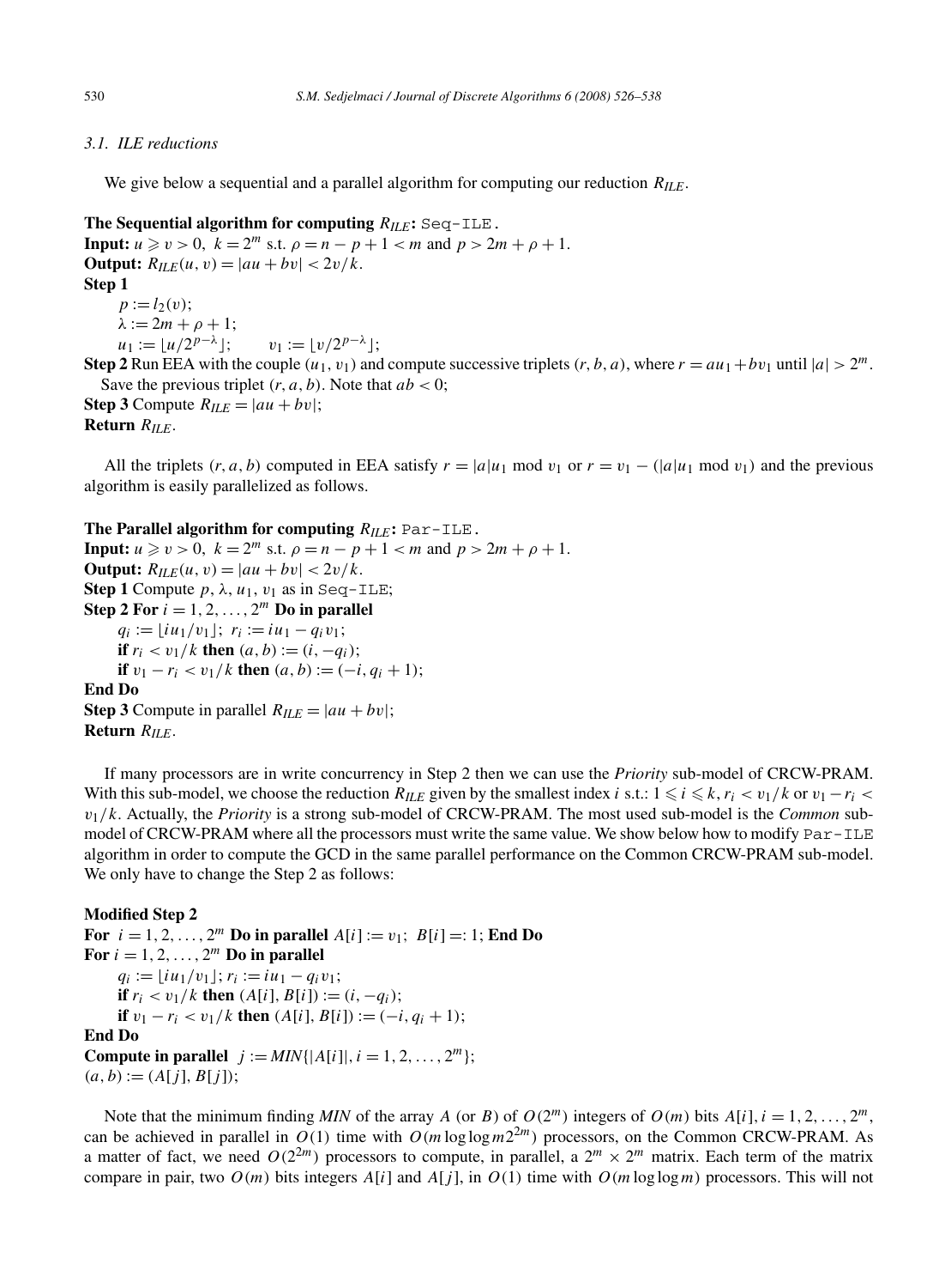### 3.1. ILE reductions

We give below a sequential and a parallel algorithm for computing our reduction $R_{ILE}$.

**The Sequential algorithm for computing $R_{ILE}$:** `Seq-ILE`.

**Input:** $u \geqslant v > 0$, $k = 2^m$ s.t. $\rho = n - p + 1 < m$ and $p > 2m + \rho + 1$.

**Output:** $R_{ILE}(u, v) = |au + bv| < 2v/k$.

**Step 1**

$p := l_2(v)$;

$\lambda := 2m + \rho + 1$;

$u_1 := \lfloor u/2^{p-\lambda} \rfloor$; $\quad v_1 := \lfloor v/2^{p-\lambda} \rfloor$;

**Step 2** Run EEA with the couple $(u_1, v_1)$ and compute successive triplets $(r, b, a)$, where $r = au_1 + bv_1$ until $|a| > 2^m$. Save the previous triplet $(r, a, b)$. Note that $ab < 0$;

**Step 3** Compute $R_{ILE} = |au + bv|$;

**Return** $R_{ILE}$.

All the triplets $(r, a, b)$ computed in EEA satisfy $r = |a|u_1 \bmod v_1$ or $r = v_1 - (|a|u_1 \bmod v_1)$ and the previous algorithm is easily parallelized as follows.

**The Parallel algorithm for computing $R_{ILE}$:** `Par-ILE`.

**Input:** $u \geqslant v > 0$, $k = 2^m$ s.t. $\rho = n - p + 1 < m$ and $p > 2m + \rho + 1$.

**Output:** $R_{ILE}(u, v) = |au + bv| < 2v/k$.

**Step 1** Compute $p$, $\lambda$, $u_1$, $v_1$ as in `Seq-ILE`;

**Step 2 For** $i = 1, 2, \ldots, 2^m$ **Do in parallel**

$q_i := \lfloor iu_1/v_1 \rfloor$; $r_i := iu_1 - q_i v_1$;

**if** $r_i < v_1/k$ **then** $(a, b) := (i, -q_i)$;

**if** $v_1 - r_i < v_1/k$ **then** $(a, b) := (-i, q_i + 1)$;

**End Do**

**Step 3** Compute in parallel $R_{ILE} = |au + bv|$;

**Return** $R_{ILE}$.

If many processors are in write concurrency in Step 2 then we can use the *Priority* sub-model of CRCW-PRAM. With this sub-model, we choose the reduction $R_{ILE}$ given by the smallest index $i$ s.t.: $1 \leqslant i \leqslant k$, $r_i < v_1/k$ or $v_1 - r_i < v_1/k$. Actually, the *Priority* is a strong sub-model of CRCW-PRAM. The most used sub-model is the *Common* sub-model of CRCW-PRAM where all the processors must write the same value. We show below how to modify `Par-ILE` algorithm in order to compute the GCD in the same parallel performance on the Common CRCW-PRAM sub-model. We only have to change the Step 2 as follows:

**Modified Step 2**

**For** $i = 1, 2, \ldots, 2^m$ **Do in parallel** $A[i] := v_1$; $B[i] =: 1$; **End Do**

**For** $i = 1, 2, \ldots, 2^m$ **Do in parallel**

$q_i := \lfloor iu_1/v_1 \rfloor$; $r_i := iu_1 - q_i v_1$;

**if** $r_i < v_1/k$ **then** $(A[i], B[i]) := (i, -q_i)$;

**if** $v_1 - r_i < v_1/k$ **then** $(A[i], B[i]) := (-i, q_i + 1)$;

**End Do**

**Compute in parallel** $j := MIN\{|A[i]|, i = 1, 2, \ldots, 2^m\}$;

$(a, b) := (A[j], B[j])$;

Note that the minimum finding *MIN* of the array $A$ (or $B$) of $O(2^m)$ integers of $O(m)$ bits $A[i], i = 1, 2, \ldots, 2^m$, can be achieved in parallel in $O(1)$ time with $O(m \log\log m 2^{2m})$ processors, on the Common CRCW-PRAM. As a matter of fact, we need $O(2^{2m})$ processors to compute, in parallel, a $2^m \times 2^m$ matrix. Each term of the matrix compare in pair, two $O(m)$ bits integers $A[i]$ and $A[j]$, in $O(1)$ time with $O(m \log\log m)$ processors. This will not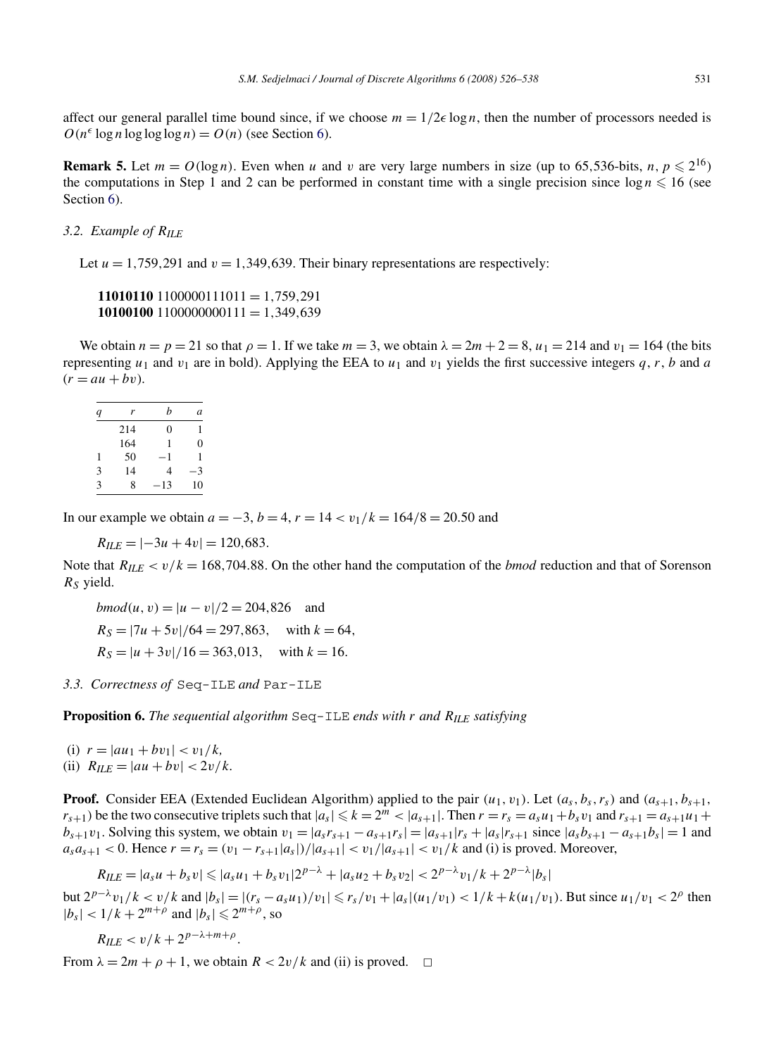affect our general parallel time bound since, if we choose $m = 1/2\epsilon \log n$, then the number of processors needed is $O(n^{\epsilon} \log n \log\log\log n) = O(n)$ (see Section 6).

**Remark 5.** Let $m = O(\log n)$. Even when $u$ and $v$ are very large numbers in size (up to 65,536-bits, $n, p \leqslant 2^{16}$) the computations in Step 1 and 2 can be performed in constant time with a single precision since $\log n \leqslant 16$ (see Section 6).

### 3.2. Example of $R_{ILE}$

Let $u = 1{,}759{,}291$ and $v = 1{,}349{,}639$. Their binary representations are respectively:

> **11010110** 1100000111011 = 1,759,291
> **10100100** 1100000000111 = 1,349,639

We obtain $n = p = 21$ so that $\rho = 1$. If we take $m = 3$, we obtain $\lambda = 2m + 2 = 8$, $u_1 = 214$ and $v_1 = 164$ (the bits representing $u_1$ and $v_1$ are in bold). Applying the EEA to $u_1$ and $v_1$ yields the first successive integers $q$, $r$, $b$ and $a$ ($r = au + bv$).

| $q$ | $r$ | $b$ | $a$ |
|---|---|---|---|
| | 214 | 0 | 1 |
| | 164 | 1 | 0 |
| 1 | 50 | −1 | 1 |
| 3 | 14 | 4 | −3 |
| 3 | 8 | −13 | 10 |

In our example we obtain $a = -3$, $b = 4$, $r = 14 < v_1/k = 164/8 = 20.50$ and

$$R_{ILE} = |-3u + 4v| = 120{,}683.$$

Note that $R_{ILE} < v/k = 168{,}704.88$. On the other hand the computation of the *bmod* reduction and that of Sorenson $R_S$ yield.

$$bmod(u, v) = |u - v|/2 = 204{,}826 \quad \text{and}$$

$$R_S = |7u + 5v|/64 = 297{,}863, \quad \text{with } k = 64,$$

$$R_S = |u + 3v|/16 = 363{,}013, \quad \text{with } k = 16.$$

### 3.3. Correctness of `Seq-ILE` and `Par-ILE`

**Proposition 6.** *The sequential algorithm* `Seq-ILE` *ends with* $r$ *and* $R_{ILE}$ *satisfying*

(i) $r = |au_1 + bv_1| < v_1/k$,
(ii) $R_{ILE} = |au + bv| < 2v/k$.

**Proof.** Consider EEA (Extended Euclidean Algorithm) applied to the pair $(u_1, v_1)$. Let $(a_s, b_s, r_s)$ and $(a_{s+1}, b_{s+1}, r_{s+1})$ be the two consecutive triplets such that $|a_s| \leqslant k = 2^m < |a_{s+1}|$. Then $r = r_s = a_s u_1 + b_s v_1$ and $r_{s+1} = a_{s+1} u_1 + b_{s+1} v_1$. Solving this system, we obtain $v_1 = |a_s r_{s+1} - a_{s+1} r_s| = |a_{s+1}| r_s + |a_s| r_{s+1}$ since $|a_s b_{s+1} - a_{s+1} b_s| = 1$ and $a_s a_{s+1} < 0$. Hence $r = r_s = (v_1 - r_{s+1}|a_s|)/|a_{s+1}| < v_1/|a_{s+1}| < v_1/k$ and (i) is proved. Moreover,

$$R_{ILE} = |a_s u + b_s v| \leqslant |a_s u_1 + b_s v_1| 2^{p-\lambda} + |a_s u_2 + b_s v_2| < 2^{p-\lambda} v_1/k + 2^{p-\lambda} |b_s|$$

but $2^{p-\lambda} v_1/k < v/k$ and $|b_s| = |(r_s - a_s u_1)/v_1| \leqslant r_s/v_1 + |a_s|(u_1/v_1) < 1/k + k(u_1/v_1)$. But since $u_1/v_1 < 2^{\rho}$ then $|b_s| < 1/k + 2^{m+\rho}$ and $|b_s| \leqslant 2^{m+\rho}$, so

$$R_{ILE} < v/k + 2^{p-\lambda+m+\rho}.$$

From $\lambda = 2m + \rho + 1$, we obtain $R < 2v/k$ and (ii) is proved. $\square$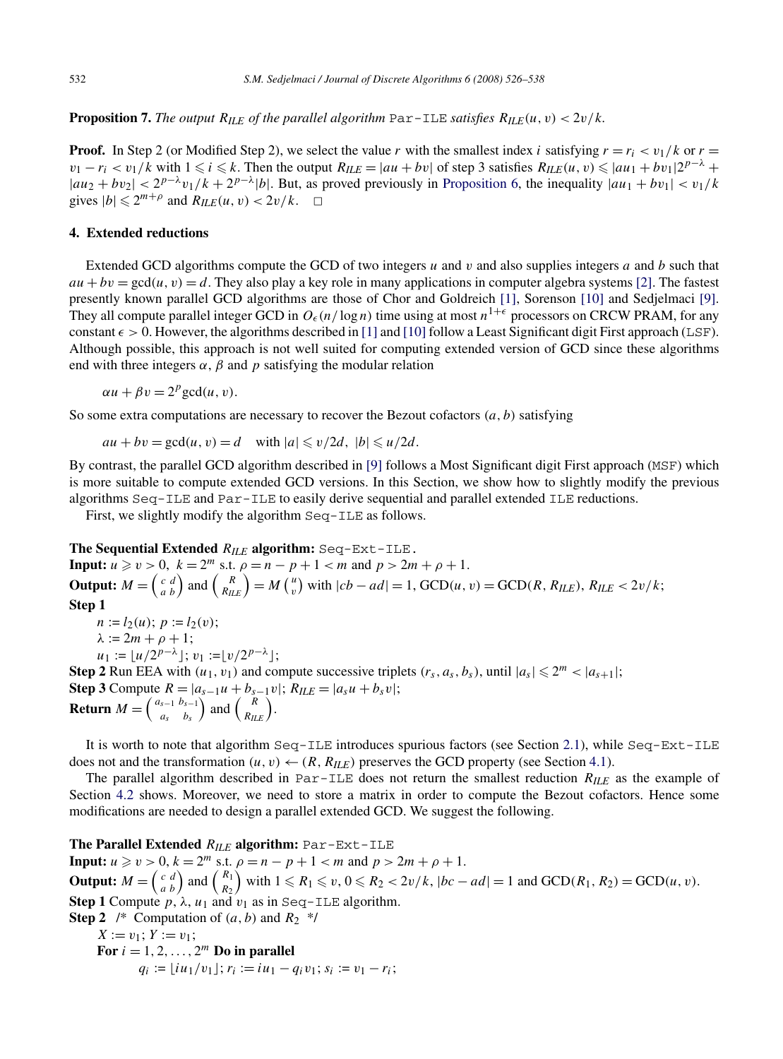**Proposition 7.** *The output $R_{ILE}$ of the parallel algorithm* `Par-ILE` *satisfies* $R_{ILE}(u,v) < 2v/k$.

**Proof.** In Step 2 (or Modified Step 2), we select the value $r$ with the smallest index $i$ satisfying $r = r_i < v_1/k$ or $r = v_1 - r_i < v_1/k$ with $1 \leqslant i \leqslant k$. Then the output $R_{ILE} = |au + bv|$ of step 3 satisfies $R_{ILE}(u,v) \leqslant |au_1 + bv_1| 2^{p-\lambda} + |au_2 + bv_2| < 2^{p-\lambda} v_1/k + 2^{p-\lambda}|b|$. But, as proved previously in Proposition 6, the inequality $|au_1 + bv_1| < v_1/k$ gives $|b| \leqslant 2^{m+\rho}$ and $R_{ILE}(u,v) < 2v/k$. $\square$

## 4. Extended reductions

Extended GCD algorithms compute the GCD of two integers $u$ and $v$ and also supplies integers $a$ and $b$ such that $au + bv = \gcd(u,v) = d$. They also play a key role in many applications in computer algebra systems [2]. The fastest presently known parallel GCD algorithms are those of Chor and Goldreich [1], Sorenson [10] and Sedjelmaci [9]. They all compute parallel integer GCD in $O_\epsilon(n/\log n)$ time using at most $n^{1+\epsilon}$ processors on CRCW PRAM, for any constant $\epsilon > 0$. However, the algorithms described in [1] and [10] follow a Least Significant digit First approach (`LSF`). Although possible, this approach is not well suited for computing extended version of GCD since these algorithms end with three integers $\alpha$, $\beta$ and $p$ satisfying the modular relation

$$\alpha u + \beta v = 2^p \gcd(u,v).$$

So some extra computations are necessary to recover the Bezout cofactors $(a,b)$ satisfying

$$au + bv = \gcd(u,v) = d \quad \text{with } |a| \leqslant v/2d,\ |b| \leqslant u/2d.$$

By contrast, the parallel GCD algorithm described in [9] follows a Most Significant digit First approach (`MSF`) which is more suitable to compute extended GCD versions. In this Section, we show how to slightly modify the previous algorithms `Seq-ILE` and `Par-ILE` to easily derive sequential and parallel extended `ILE` reductions.

First, we slightly modify the algorithm `Seq-ILE` as follows.

**The Sequential Extended $R_{ILE}$ algorithm:** `Seq-Ext-ILE.`
**Input:** $u \geqslant v > 0$, $k = 2^m$ s.t. $\rho = n - p + 1 < m$ and $p > 2m + \rho + 1$.
**Output:** $M = \begin{pmatrix} c & d \\ a & b \end{pmatrix}$ and $\begin{pmatrix} R \\ R_{ILE} \end{pmatrix} = M \begin{pmatrix} u \\ v \end{pmatrix}$ with $|cb - ad| = 1$, $\mathrm{GCD}(u,v) = \mathrm{GCD}(R, R_{ILE})$, $R_{ILE} < 2v/k$;
**Step 1**
$n := l_2(u)$; $p := l_2(v)$;
$\lambda := 2m + \rho + 1$;
$u_1 := \lfloor u/2^{p-\lambda} \rfloor$; $v_1 := \lfloor v/2^{p-\lambda} \rfloor$;
**Step 2** Run EEA with $(u_1, v_1)$ and compute successive triplets $(r_s, a_s, b_s)$, until $|a_s| \leqslant 2^m < |a_{s+1}|$;
**Step 3** Compute $R = |a_{s-1}u + b_{s-1}v|$; $R_{ILE} = |a_s u + b_s v|$;
**Return** $M = \begin{pmatrix} a_{s-1} & b_{s-1} \\ a_s & b_s \end{pmatrix}$ and $\begin{pmatrix} R \\ R_{ILE} \end{pmatrix}$.

It is worth to note that algorithm `Seq-ILE` introduces spurious factors (see Section 2.1), while `Seq-Ext-ILE` does not and the transformation $(u,v) \leftarrow (R, R_{ILE})$ preserves the GCD property (see Section 4.1).

The parallel algorithm described in `Par-ILE` does not return the smallest reduction $R_{ILE}$ as the example of Section 4.2 shows. Moreover, we need to store a matrix in order to compute the Bezout cofactors. Hence some modifications are needed to design a parallel extended GCD. We suggest the following.

**The Parallel Extended $R_{ILE}$ algorithm:** `Par-Ext-ILE`
**Input:** $u \geqslant v > 0$, $k = 2^m$ s.t. $\rho = n - p + 1 < m$ and $p > 2m + \rho + 1$.
**Output:** $M = \begin{pmatrix} c & d \\ a & b \end{pmatrix}$ and $\begin{pmatrix} R_1 \\ R_2 \end{pmatrix}$ with $1 \leqslant R_1 \leqslant v$, $0 \leqslant R_2 < 2v/k$, $|bc - ad| = 1$ and $\mathrm{GCD}(R_1, R_2) = \mathrm{GCD}(u,v)$.
**Step 1** Compute $p$, $\lambda$, $u_1$ and $v_1$ as in `Seq-ILE` algorithm.
**Step 2** /* Computation of $(a,b)$ and $R_2$ */
$X := v_1$; $Y := v_1$;
**For** $i = 1, 2, \ldots, 2^m$ **Do in parallel**
$q_i := \lfloor i u_1 / v_1 \rfloor$; $r_i := i u_1 - q_i v_1$; $s_i := v_1 - r_i$;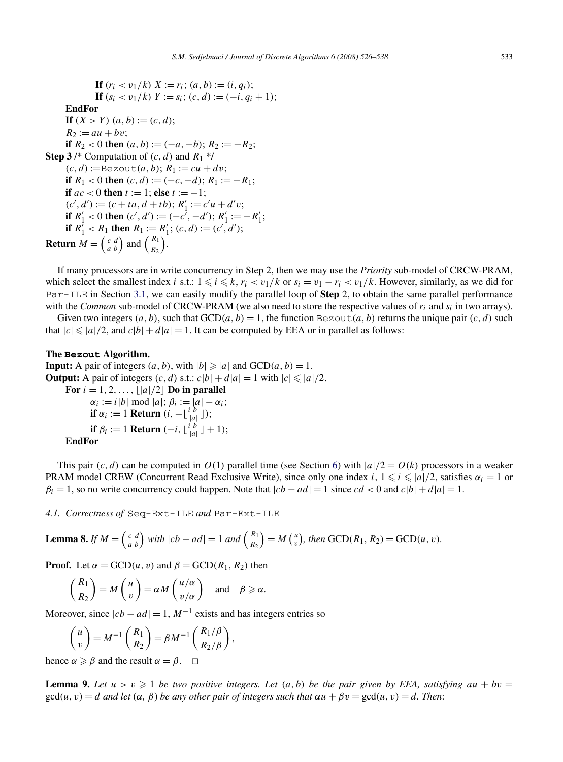```
            If (r_i < v_1/k) X := r_i; (a, b) := (i, q_i);
            If (s_i < v_1/k) Y := s_i; (c, d) := (−i, q_i + 1);
      EndFor
      If (X > Y) (a, b) := (c, d);
      R_2 := au + bv;
      if R_2 < 0 then (a, b) := (−a, −b); R_2 := −R_2;
Step 3 /* Computation of (c, d) and R_1 */
      (c, d) := Bezout(a, b); R_1 := cu + dv;
      if R_1 < 0 then (c, d) := (−c, −d); R_1 := −R_1;
      if ac < 0 then t := 1; else t := −1;
      (c', d') := (c + ta, d + tb); R'_1 := c'u + d'v;
      if R'_1 < 0 then (c', d') := (−c', −d'); R'_1 := −R'_1;
      if R'_1 < R_1 then R_1 := R'_1; (c, d) := (c', d');
Return M = (c d / a b) and (R_1 / R_2).
```

If many processors are in write concurrency in Step 2, then we may use the *Priority* sub-model of CRCW-PRAM, which select the smallest index $i$ s.t.: $1 \leqslant i \leqslant k$, $r_i < v_1/k$ or $s_i = v_1 - r_i < v_1/k$. However, similarly, as we did for Par-ILE in Section 3.1, we can easily modify the parallel loop of **Step** 2, to obtain the same parallel performance with the *Common* sub-model of CRCW-PRAM (we also need to store the respective values of $r_i$ and $s_i$ in two arrays).

Given two integers $(a, b)$, such that $\mathrm{GCD}(a, b) = 1$, the function Bezout$(a, b)$ returns the unique pair $(c, d)$ such that $|c| \leqslant |a|/2$, and $c|b| + d|a| = 1$. It can be computed by EEA or in parallel as follows:

**The Bezout Algorithm.**

**Input:** A pair of integers $(a, b)$, with $|b| \geqslant |a|$ and $\mathrm{GCD}(a, b) = 1$.

**Output:** A pair of integers $(c, d)$ s.t.: $c|b| + d|a| = 1$ with $|c| \leqslant |a|/2$.

```
      For i = 1, 2, ..., ⌊|a|/2⌋ Do in parallel
            α_i := i|b| mod |a|; β_i := |a| − α_i;
            if α_i := 1 Return (i, −⌊i|b|/|a|⌋);
            if β_i := 1 Return (−i, ⌊i|b|/|a|⌋ + 1);
      EndFor
```

This pair $(c, d)$ can be computed in $O(1)$ parallel time (see Section 6) with $|a|/2 = O(k)$ processors in a weaker PRAM model CREW (Concurrent Read Exclusive Write), since only one index $i$, $1 \leqslant i \leqslant |a|/2$, satisfies $\alpha_i = 1$ or $\beta_i = 1$, so no write concurrency could happen. Note that $|cb - ad| = 1$ since $cd < 0$ and $c|b| + d|a| = 1$.

### *4.1. Correctness of* Seq-Ext-ILE *and* Par-Ext-ILE

**Lemma 8.** *If* $M = \begin{pmatrix} c & d \\ a & b \end{pmatrix}$ *with* $|cb - ad| = 1$ *and* $\begin{pmatrix} R_1 \\ R_2 \end{pmatrix} = M \begin{pmatrix} u \\ v \end{pmatrix}$, *then* $\mathrm{GCD}(R_1, R_2) = \mathrm{GCD}(u, v)$.

**Proof.** Let $\alpha = \mathrm{GCD}(u, v)$ and $\beta = \mathrm{GCD}(R_1, R_2)$ then

$$\begin{pmatrix} R_1 \\ R_2 \end{pmatrix} = M \begin{pmatrix} u \\ v \end{pmatrix} = \alpha M \begin{pmatrix} u/\alpha \\ v/\alpha \end{pmatrix} \quad \text{and} \quad \beta \geqslant \alpha.$$

Moreover, since $|cb - ad| = 1$, $M^{-1}$ exists and has integers entries so

$$\begin{pmatrix} u \\ v \end{pmatrix} = M^{-1} \begin{pmatrix} R_1 \\ R_2 \end{pmatrix} = \beta M^{-1} \begin{pmatrix} R_1/\beta \\ R_2/\beta \end{pmatrix},$$

hence $\alpha \geqslant \beta$ and the result $\alpha = \beta$. $\square$

**Lemma 9.** *Let* $u > v \geqslant 1$ *be two positive integers. Let* $(a, b)$ *be the pair given by EEA, satisfying* $au + bv = \gcd(u, v) = d$ *and let* $(\alpha, \beta)$ *be any other pair of integers such that* $\alpha u + \beta v = \gcd(u, v) = d$. *Then*: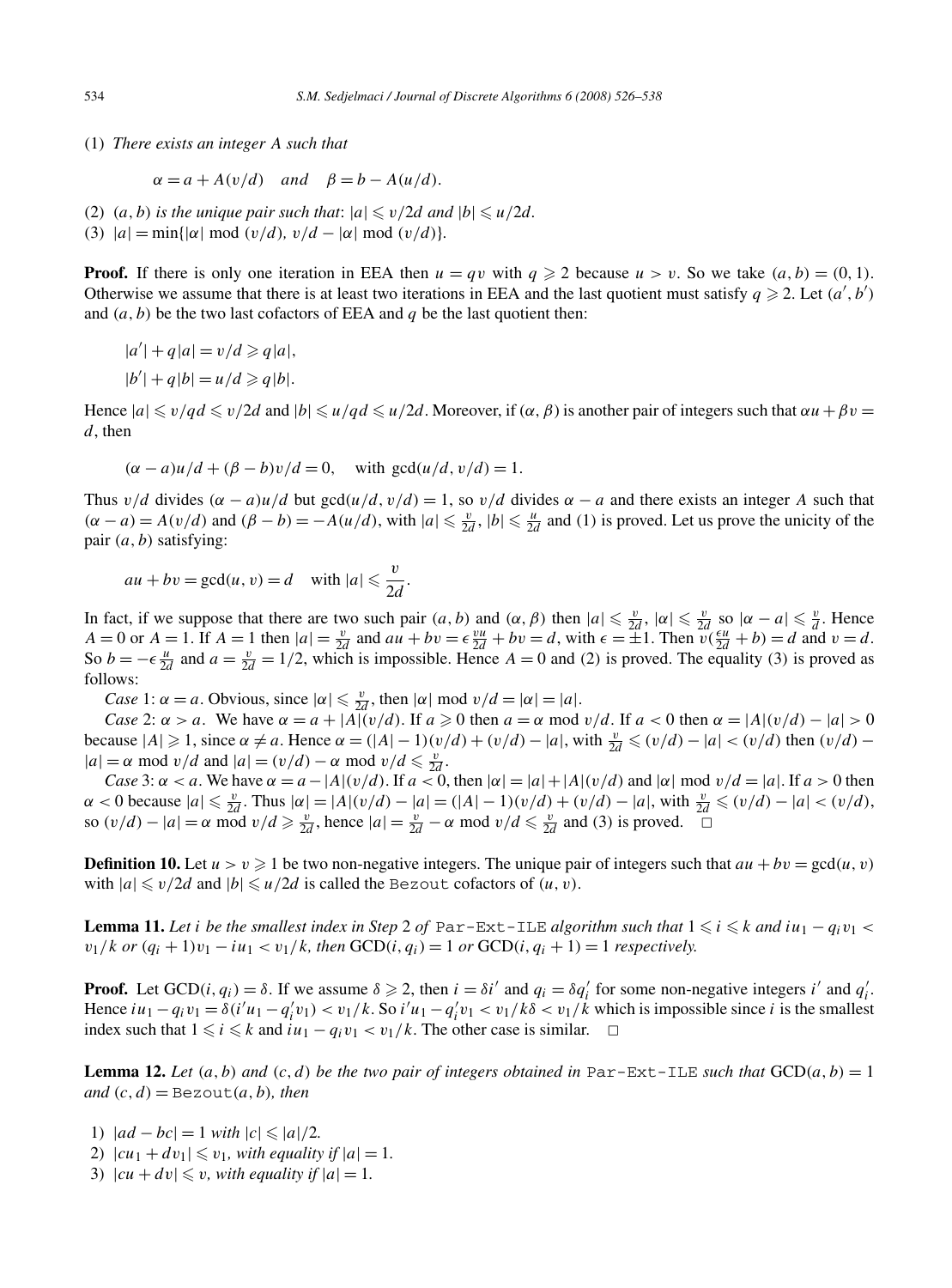(1) *There exists an integer* $A$ *such that*

$$\alpha = a + A(v/d) \quad \text{and} \quad \beta = b - A(u/d).$$

(2) $(a, b)$ *is the unique pair such that*: $|a| \leqslant v/2d$ *and* $|b| \leqslant u/2d$.

(3) $|a| = \min\{|\alpha| \bmod (v/d),\ v/d - |\alpha| \bmod (v/d)\}$.

**Proof.** If there is only one iteration in EEA then $u = qv$ with $q \geqslant 2$ because $u > v$. So we take $(a, b) = (0, 1)$. Otherwise we assume that there is at least two iterations in EEA and the last quotient must satisfy $q \geqslant 2$. Let $(a', b')$ and $(a, b)$ be the two last cofactors of EEA and $q$ be the last quotient then:

$$|a'| + q|a| = v/d \geqslant q|a|,$$
$$|b'| + q|b| = u/d \geqslant q|b|.$$

Hence $|a| \leqslant v/qd \leqslant v/2d$ and $|b| \leqslant u/qd \leqslant u/2d$. Moreover, if $(\alpha, \beta)$ is another pair of integers such that $\alpha u + \beta v = d$, then

$$(\alpha - a)u/d + (\beta - b)v/d = 0, \quad \text{with } \gcd(u/d, v/d) = 1.$$

Thus $v/d$ divides $(\alpha - a)u/d$ but $\gcd(u/d, v/d) = 1$, so $v/d$ divides $\alpha - a$ and there exists an integer $A$ such that $(\alpha - a) = A(v/d)$ and $(\beta - b) = -A(u/d)$, with $|a| \leqslant \frac{v}{2d}$, $|b| \leqslant \frac{u}{2d}$ and (1) is proved. Let us prove the unicity of the pair $(a, b)$ satisfying:

$$au + bv = \gcd(u, v) = d \quad \text{with } |a| \leqslant \frac{v}{2d}.$$

In fact, if we suppose that there are two such pair $(a, b)$ and $(\alpha, \beta)$ then $|a| \leqslant \frac{v}{2d}$, $|\alpha| \leqslant \frac{v}{2d}$ so $|\alpha - a| \leqslant \frac{v}{d}$. Hence $A = 0$ or $A = 1$. If $A = 1$ then $|a| = \frac{v}{2d}$ and $au + bv = \epsilon \frac{vu}{2d} + bv = d$, with $\epsilon = \pm 1$. Then $v(\frac{\epsilon u}{2d} + b) = d$ and $v = d$. So $b = -\epsilon \frac{u}{2d}$ and $a = \frac{v}{2d} = 1/2$, which is impossible. Hence $A = 0$ and (2) is proved. The equality (3) is proved as follows:

*Case* 1: $\alpha = a$. Obvious, since $|\alpha| \leqslant \frac{v}{2d}$, then $|\alpha| \bmod v/d = |\alpha| = |a|$.

*Case* 2: $\alpha > a$. We have $\alpha = a + |A|(v/d)$. If $a \geqslant 0$ then $a = \alpha \bmod v/d$. If $a < 0$ then $\alpha = |A|(v/d) - |a| > 0$ because $|A| \geqslant 1$, since $\alpha \neq a$. Hence $\alpha = (|A| - 1)(v/d) + (v/d) - |a|$, with $\frac{v}{2d} \leqslant (v/d) - |a| < (v/d)$ then $(v/d) - |a| = \alpha \bmod v/d$ and $|a| = (v/d) - \alpha \bmod v/d \leqslant \frac{v}{2d}$.

*Case* 3: $\alpha < a$. We have $\alpha = a - |A|(v/d)$. If $a < 0$, then $|\alpha| = |a| + |A|(v/d)$ and $|\alpha| \bmod v/d = |a|$. If $a > 0$ then $\alpha < 0$ because $|a| \leqslant \frac{v}{2d}$. Thus $|\alpha| = |A|(v/d) - |a| = (|A| - 1)(v/d) + (v/d) - |a|$, with $\frac{v}{2d} \leqslant (v/d) - |a| < (v/d)$, so $(v/d) - |a| = \alpha \bmod v/d \geqslant \frac{v}{2d}$, hence $|a| = \frac{v}{2d} - \alpha \bmod v/d \leqslant \frac{v}{2d}$ and (3) is proved. $\square$

**Definition 10.** Let $u > v \geqslant 1$ be two non-negative integers. The unique pair of integers such that $au + bv = \gcd(u, v)$ with $|a| \leqslant v/2d$ and $|b| \leqslant u/2d$ is called the `Bezout` cofactors of $(u, v)$.

**Lemma 11.** *Let* $i$ *be the smallest index in Step* 2 *of* `Par-Ext-ILE` *algorithm such that* $1 \leqslant i \leqslant k$ *and* $iu_1 - q_i v_1 < v_1/k$ *or* $(q_i + 1)v_1 - iu_1 < v_1/k$, *then* $\mathrm{GCD}(i, q_i) = 1$ *or* $\mathrm{GCD}(i, q_i + 1) = 1$ *respectively.*

**Proof.** Let $\mathrm{GCD}(i, q_i) = \delta$. If we assume $\delta \geqslant 2$, then $i = \delta i'$ and $q_i = \delta q_i'$ for some non-negative integers $i'$ and $q_i'$. Hence $iu_1 - q_i v_1 = \delta(i'u_1 - q_i' v_1) < v_1/k$. So $i'u_1 - q_i' v_1 < v_1/k\delta < v_1/k$ which is impossible since $i$ is the smallest index such that $1 \leqslant i \leqslant k$ and $iu_1 - q_i v_1 < v_1/k$. The other case is similar. $\square$

**Lemma 12.** *Let* $(a, b)$ *and* $(c, d)$ *be the two pair of integers obtained in* `Par-Ext-ILE` *such that* $\mathrm{GCD}(a, b) = 1$ *and* $(c, d) = $ `Bezout`$(a, b)$, *then*

1) $|ad - bc| = 1$ *with* $|c| \leqslant |a|/2$.
2) $|cu_1 + dv_1| \leqslant v_1$, *with equality if* $|a| = 1$.
3) $|cu + dv| \leqslant v$, *with equality if* $|a| = 1$.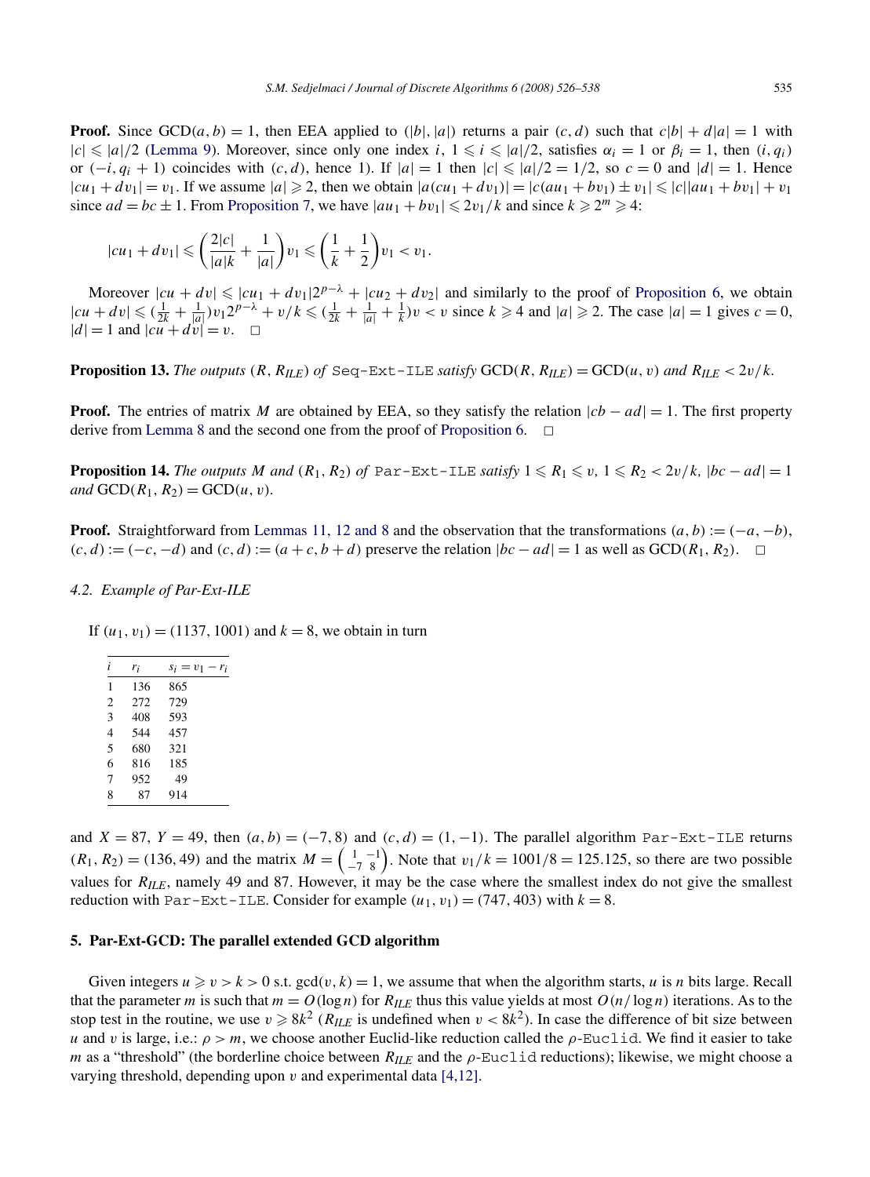**Proof.** Since $\text{GCD}(a,b)=1$, then EEA applied to $(|b|,|a|)$ returns a pair $(c,d)$ such that $c|b|+d|a|=1$ with $|c|\leqslant|a|/2$ (Lemma 9). Moreover, since only one index $i$, $1\leqslant i\leqslant|a|/2$, satisfies $\alpha_i=1$ or $\beta_i=1$, then $(i,q_i)$ or $(-i,q_i+1)$ coincides with $(c,d)$, hence 1). If $|a|=1$ then $|c|\leqslant|a|/2=1/2$, so $c=0$ and $|d|=1$. Hence $|cu_1+dv_1|=v_1$. If we assume $|a|\geqslant 2$, then we obtain $|a(cu_1+dv_1)|=|c(au_1+bv_1)\pm v_1|\leqslant|c||au_1+bv_1|+v_1$ since $ad=bc\pm 1$. From Proposition 7, we have $|au_1+bv_1|\leqslant 2v_1/k$ and since $k\geqslant 2^m\geqslant 4$:

$$|cu_1+dv_1|\leqslant\left(\frac{2|c|}{|a|k}+\frac{1}{|a|}\right)v_1\leqslant\left(\frac{1}{k}+\frac{1}{2}\right)v_1<v_1.$$

Moreover $|cu+dv|\leqslant|cu_1+dv_1|2^{p-\lambda}+|cu_2+dv_2|$ and similarly to the proof of Proposition 6, we obtain $|cu+dv|\leqslant(\frac{1}{2k}+\frac{1}{|a|})v_1 2^{p-\lambda}+v/k\leqslant(\frac{1}{2k}+\frac{1}{|a|}+\frac{1}{k})v<v$ since $k\geqslant 4$ and $|a|\geqslant 2$. The case $|a|=1$ gives $c=0$, $|d|=1$ and $|cu+dv|=v$. $\square$

**Proposition 13.** *The outputs* $(R,R_{ILE})$ *of* `Seq-Ext-ILE` *satisfy* $\text{GCD}(R,R_{ILE})=\text{GCD}(u,v)$ *and* $R_{ILE}<2v/k$.

**Proof.** The entries of matrix $M$ are obtained by EEA, so they satisfy the relation $|cb-ad|=1$. The first property derive from Lemma 8 and the second one from the proof of Proposition 6. $\square$

**Proposition 14.** *The outputs* $M$ *and* $(R_1,R_2)$ *of* `Par-Ext-ILE` *satisfy* $1\leqslant R_1\leqslant v$, $1\leqslant R_2<2v/k$, $|bc-ad|=1$ *and* $\text{GCD}(R_1,R_2)=\text{GCD}(u,v)$.

**Proof.** Straightforward from Lemmas 11, 12 and 8 and the observation that the transformations $(a,b):=(-a,-b)$, $(c,d):=(-c,-d)$ and $(c,d):=(a+c,b+d)$ preserve the relation $|bc-ad|=1$ as well as $\text{GCD}(R_1,R_2)$. $\square$

### 4.2. Example of Par-Ext-ILE

If $(u_1,v_1)=(1137,1001)$ and $k=8$, we obtain in turn

| $i$ | $r_i$ | $s_i=v_1-r_i$ |
|---|---|---|
| 1 | 136 | 865 |
| 2 | 272 | 729 |
| 3 | 408 | 593 |
| 4 | 544 | 457 |
| 5 | 680 | 321 |
| 6 | 816 | 185 |
| 7 | 952 | 49 |
| 8 | 87 | 914 |

and $X=87$, $Y=49$, then $(a,b)=(-7,8)$ and $(c,d)=(1,-1)$. The parallel algorithm `Par-Ext-ILE` returns $(R_1,R_2)=(136,49)$ and the matrix $M=\begin{pmatrix}1&-1\\-7&8\end{pmatrix}$. Note that $v_1/k=1001/8=125.125$, so there are two possible values for $R_{ILE}$, namely 49 and 87. However, it may be the case where the smallest index do not give the smallest reduction with `Par-Ext-ILE`. Consider for example $(u_1,v_1)=(747,403)$ with $k=8$.

## 5. Par-Ext-GCD: The parallel extended GCD algorithm

Given integers $u\geqslant v>k>0$ s.t. $\gcd(v,k)=1$, we assume that when the algorithm starts, $u$ is $n$ bits large. Recall that the parameter $m$ is such that $m=O(\log n)$ for $R_{ILE}$ thus this value yields at most $O(n/\log n)$ iterations. As to the stop test in the routine, we use $v\geqslant 8k^2$ ($R_{ILE}$ is undefined when $v<8k^2$). In case the difference of bit size between $u$ and $v$ is large, i.e.: $\rho>m$, we choose another Euclid-like reduction called the $\rho$-`Euclid`. We find it easier to take $m$ as a "threshold" (the borderline choice between $R_{ILE}$ and the $\rho$-`Euclid` reductions); likewise, we might choose a varying threshold, depending upon $v$ and experimental data [4,12].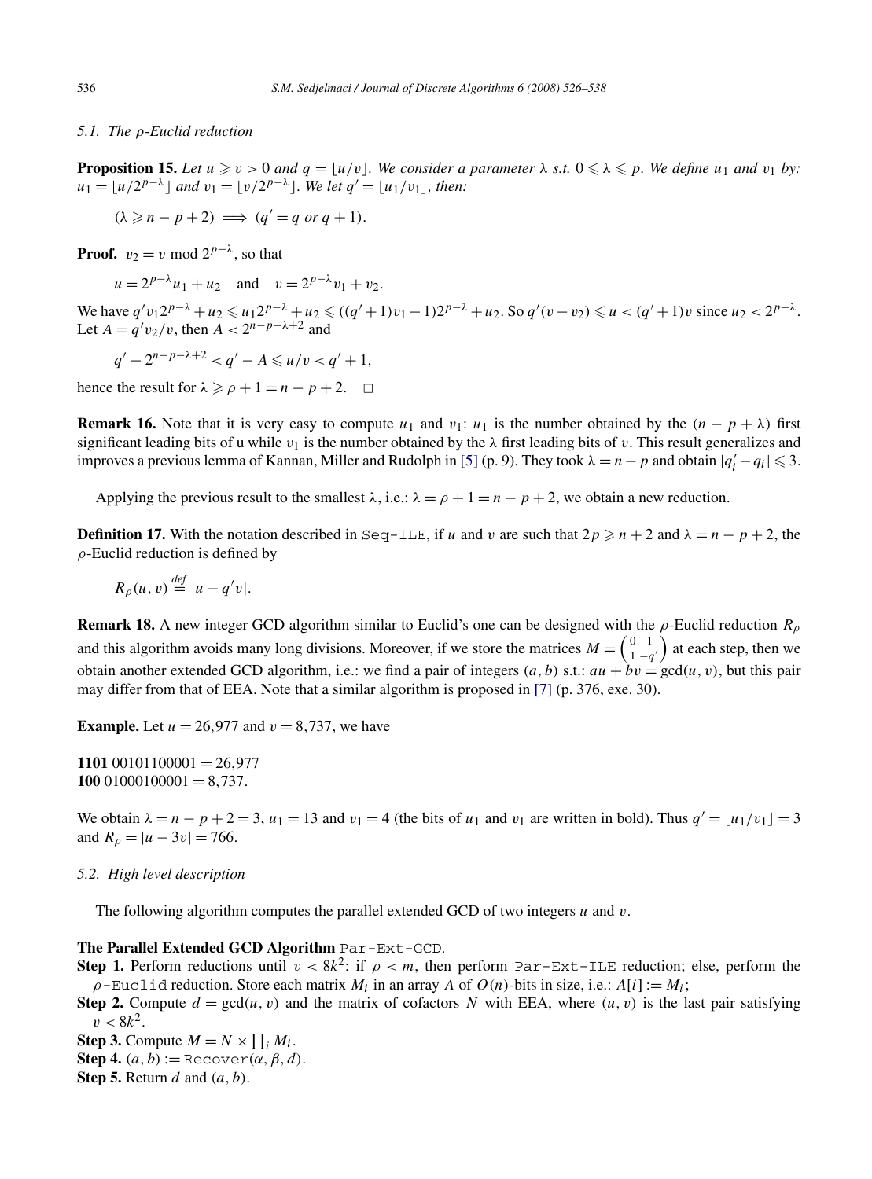### 5.1. The $\rho$-Euclid reduction

**Proposition 15.** *Let $u \geqslant v > 0$ and $q = \lfloor u/v \rfloor$. We consider a parameter $\lambda$ s.t. $0 \leqslant \lambda \leqslant p$. We define $u_1$ and $v_1$ by: $u_1 = \lfloor u/2^{p-\lambda} \rfloor$ and $v_1 = \lfloor v/2^{p-\lambda} \rfloor$. We let $q' = \lfloor u_1/v_1 \rfloor$, then:*

$$(\lambda \geqslant n - p + 2) \implies (q' = q \text{ or } q + 1).$$

**Proof.** $v_2 = v \bmod 2^{p-\lambda}$, so that

$$u = 2^{p-\lambda} u_1 + u_2 \quad \text{and} \quad v = 2^{p-\lambda} v_1 + v_2.$$

We have $q' v_1 2^{p-\lambda} + u_2 \leqslant u_1 2^{p-\lambda} + u_2 \leqslant ((q'+1)v_1 - 1)2^{p-\lambda} + u_2$. So $q'(v - v_2) \leqslant u < (q'+1)v$ since $u_2 < 2^{p-\lambda}$. Let $A = q' v_2 / v$, then $A < 2^{n-p-\lambda+2}$ and

$$q' - 2^{n-p-\lambda+2} < q' - A \leqslant u/v < q' + 1,$$

hence the result for $\lambda \geqslant \rho + 1 = n - p + 2$. $\square$

**Remark 16.** Note that it is very easy to compute $u_1$ and $v_1$: $u_1$ is the number obtained by the $(n - p + \lambda)$ first significant leading bits of u while $v_1$ is the number obtained by the $\lambda$ first leading bits of $v$. This result generalizes and improves a previous lemma of Kannan, Miller and Rudolph in [5] (p. 9). They took $\lambda = n - p$ and obtain $|q_i' - q_i| \leqslant 3$.

Applying the previous result to the smallest $\lambda$, i.e.: $\lambda = \rho + 1 = n - p + 2$, we obtain a new reduction.

**Definition 17.** With the notation described in `Seq-ILE`, if $u$ and $v$ are such that $2p \geqslant n + 2$ and $\lambda = n - p + 2$, the $\rho$-Euclid reduction is defined by

$$R_\rho(u, v) \stackrel{def}{=} |u - q'v|.$$

**Remark 18.** A new integer GCD algorithm similar to Euclid's one can be designed with the $\rho$-Euclid reduction $R_\rho$ and this algorithm avoids many long divisions. Moreover, if we store the matrices $M = \begin{pmatrix} 0 & 1 \\ 1 & -q' \end{pmatrix}$ at each step, then we obtain another extended GCD algorithm, i.e.: we find a pair of integers $(a, b)$ s.t.: $au + bv = \gcd(u, v)$, but this pair may differ from that of EEA. Note that a similar algorithm is proposed in [7] (p. 376, exe. 30).

**Example.** Let $u = 26{,}977$ and $v = 8{,}737$, we have

**1101** 00101100001 $= 26{,}977$
**100** 01000100001 $= 8{,}737$.

We obtain $\lambda = n - p + 2 = 3$, $u_1 = 13$ and $v_1 = 4$ (the bits of $u_1$ and $v_1$ are written in bold). Thus $q' = \lfloor u_1/v_1 \rfloor = 3$ and $R_\rho = |u - 3v| = 766$.

### 5.2. High level description

The following algorithm computes the parallel extended GCD of two integers $u$ and $v$.

**The Parallel Extended GCD Algorithm** `Par-Ext-GCD`.

**Step 1.** Perform reductions until $v < 8k^2$: if $\rho < m$, then perform `Par-Ext-ILE` reduction; else, perform the $\rho$-`Euclid` reduction. Store each matrix $M_i$ in an array $A$ of $O(n)$-bits in size, i.e.: $A[i] := M_i$;

**Step 2.** Compute $d = \gcd(u, v)$ and the matrix of cofactors $N$ with EEA, where $(u, v)$ is the last pair satisfying $v < 8k^2$.

**Step 3.** Compute $M = N \times \prod_i M_i$.

**Step 4.** $(a, b) :=$ `Recover`$(\alpha, \beta, d)$.

**Step 5.** Return $d$ and $(a, b)$.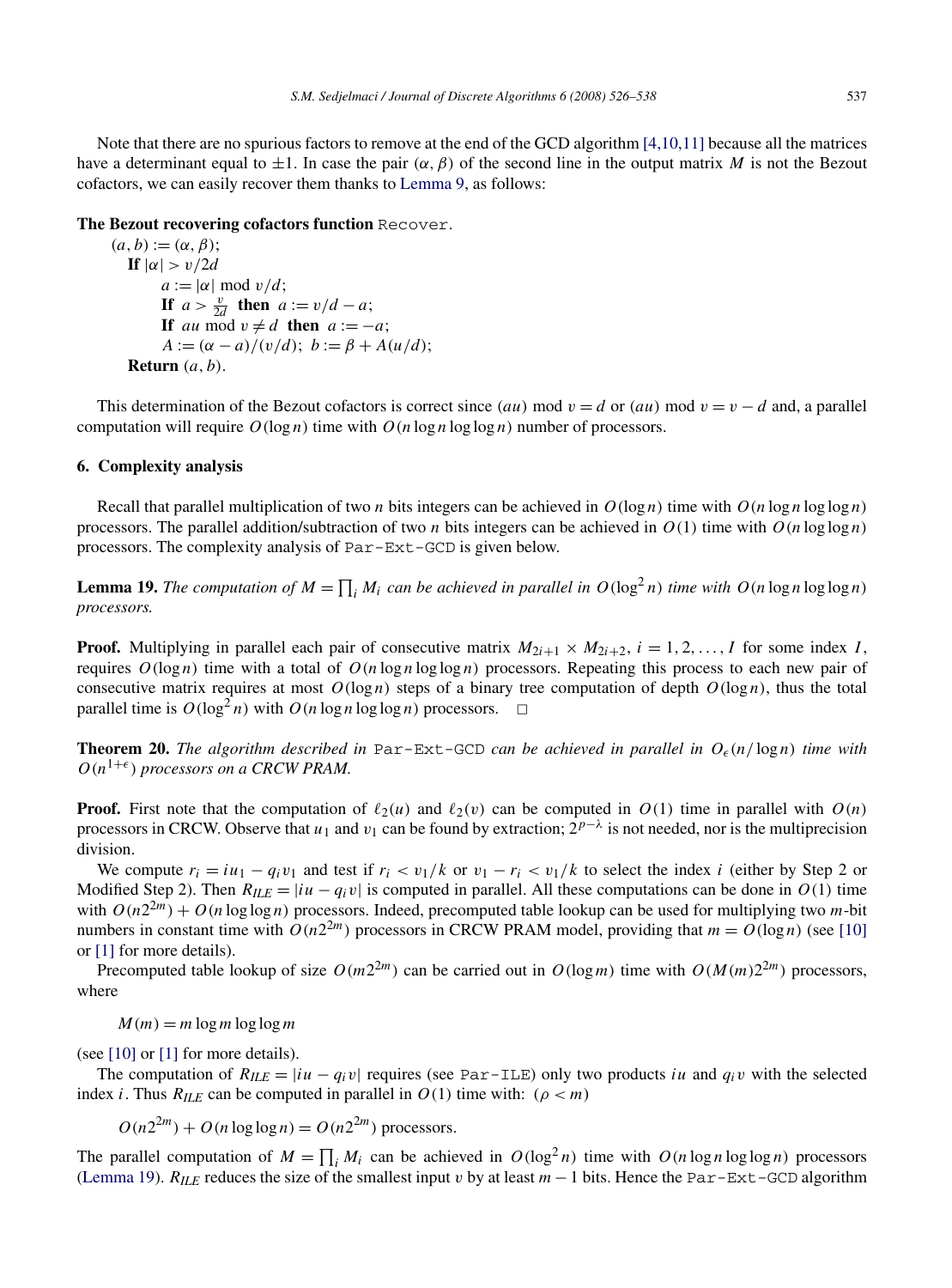Note that there are no spurious factors to remove at the end of the GCD algorithm [4,10,11] because all the matrices have a determinant equal to $\pm 1$. In case the pair $(\alpha, \beta)$ of the second line in the output matrix $M$ is not the Bezout cofactors, we can easily recover them thanks to Lemma 9, as follows:

**The Bezout recovering cofactors function** `Recover`.

$(a, b) := (\alpha, \beta)$;
  **If** $|\alpha| > v/2d$
    $a := |\alpha| \bmod v/d$;
    **If** $a > \frac{v}{2d}$ **then** $a := v/d - a$;
    **If** $au \bmod v \neq d$ **then** $a := -a$;
    $A := (\alpha - a)/(v/d)$; $b := \beta + A(u/d)$;
  **Return** $(a, b)$.

This determination of the Bezout cofactors is correct since $(au) \bmod v = d$ or $(au) \bmod v = v - d$ and, a parallel computation will require $O(\log n)$ time with $O(n \log n \log\log n)$ number of processors.

## 6. Complexity analysis

Recall that parallel multiplication of two $n$ bits integers can be achieved in $O(\log n)$ time with $O(n \log n \log\log n)$ processors. The parallel addition/subtraction of two $n$ bits integers can be achieved in $O(1)$ time with $O(n \log\log n)$ processors. The complexity analysis of `Par-Ext-GCD` is given below.

**Lemma 19.** *The computation of $M = \prod_i M_i$ can be achieved in parallel in $O(\log^2 n)$ time with $O(n \log n \log\log n)$ processors.*

**Proof.** Multiplying in parallel each pair of consecutive matrix $M_{2i+1} \times M_{2i+2}$, $i = 1, 2, \ldots, I$ for some index $I$, requires $O(\log n)$ time with a total of $O(n \log n \log\log n)$ processors. Repeating this process to each new pair of consecutive matrix requires at most $O(\log n)$ steps of a binary tree computation of depth $O(\log n)$, thus the total parallel time is $O(\log^2 n)$ with $O(n \log n \log\log n)$ processors. $\square$

**Theorem 20.** *The algorithm described in* `Par-Ext-GCD` *can be achieved in parallel in $O_\epsilon(n/\log n)$ time with $O(n^{1+\epsilon})$ processors on a CRCW PRAM.*

**Proof.** First note that the computation of $\ell_2(u)$ and $\ell_2(v)$ can be computed in $O(1)$ time in parallel with $O(n)$ processors in CRCW. Observe that $u_1$ and $v_1$ can be found by extraction; $2^{p-\lambda}$ is not needed, nor is the multiprecision division.

We compute $r_i = iu_1 - q_i v_1$ and test if $r_i < v_1/k$ or $v_1 - r_i < v_1/k$ to select the index $i$ (either by Step 2 or Modified Step 2). Then $R_{ILE} = |iu - q_i v|$ is computed in parallel. All these computations can be done in $O(1)$ time with $O(n2^{2m}) + O(n \log\log n)$ processors. Indeed, precomputed table lookup can be used for multiplying two $m$-bit numbers in constant time with $O(n2^{2m})$ processors in CRCW PRAM model, providing that $m = O(\log n)$ (see [10] or [1] for more details).

Precomputed table lookup of size $O(m2^{2m})$ can be carried out in $O(\log m)$ time with $O(M(m)2^{2m})$ processors, where

$$M(m) = m \log m \log\log m$$

(see [10] or [1] for more details).

The computation of $R_{ILE} = |iu - q_i v|$ requires (see `Par-ILE`) only two products $iu$ and $q_i v$ with the selected index $i$. Thus $R_{ILE}$ can be computed in parallel in $O(1)$ time with: $(\rho < m)$

$$O(n2^{2m}) + O(n \log\log n) = O(n2^{2m}) \text{ processors.}$$

The parallel computation of $M = \prod_i M_i$ can be achieved in $O(\log^2 n)$ time with $O(n \log n \log\log n)$ processors (Lemma 19). $R_{ILE}$ reduces the size of the smallest input $v$ by at least $m - 1$ bits. Hence the `Par-Ext-GCD` algorithm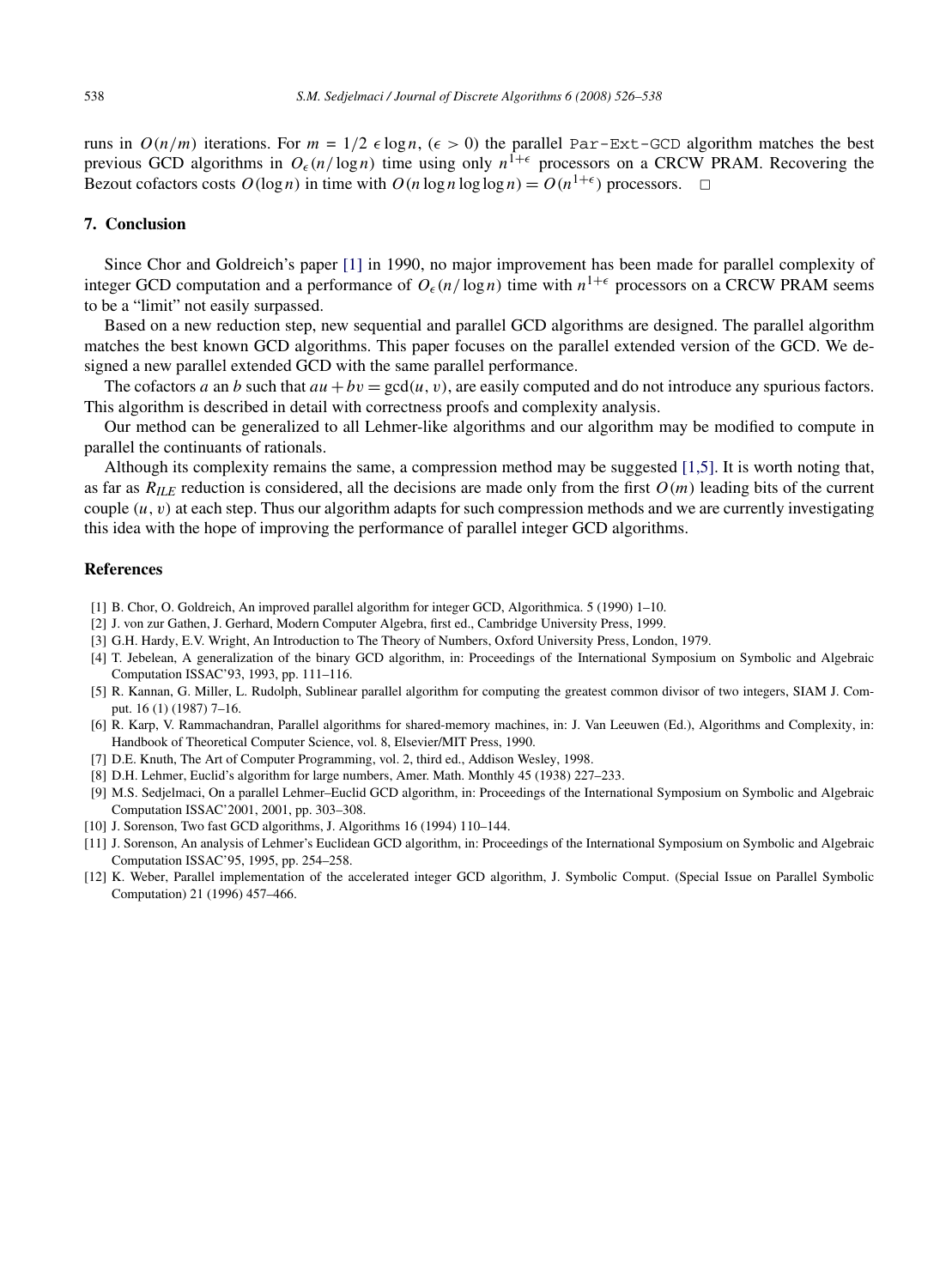runs in $O(n/m)$ iterations. For $m = 1/2\ \epsilon \log n$, $(\epsilon > 0)$ the parallel `Par-Ext-GCD` algorithm matches the best previous GCD algorithms in $O_\epsilon(n/\log n)$ time using only $n^{1+\epsilon}$ processors on a CRCW PRAM. Recovering the Bezout cofactors costs $O(\log n)$ in time with $O(n \log n \log\log n) = O(n^{1+\epsilon})$ processors. □

## 7. Conclusion

Since Chor and Goldreich's paper [1] in 1990, no major improvement has been made for parallel complexity of integer GCD computation and a performance of $O_\epsilon(n/\log n)$ time with $n^{1+\epsilon}$ processors on a CRCW PRAM seems to be a "limit" not easily surpassed.

Based on a new reduction step, new sequential and parallel GCD algorithms are designed. The parallel algorithm matches the best known GCD algorithms. This paper focuses on the parallel extended version of the GCD. We designed a new parallel extended GCD with the same parallel performance.

The cofactors $a$ an $b$ such that $au + bv = \gcd(u, v)$, are easily computed and do not introduce any spurious factors. This algorithm is described in detail with correctness proofs and complexity analysis.

Our method can be generalized to all Lehmer-like algorithms and our algorithm may be modified to compute in parallel the continuants of rationals.

Although its complexity remains the same, a compression method may be suggested [1,5]. It is worth noting that, as far as $R_{ILE}$ reduction is considered, all the decisions are made only from the first $O(m)$ leading bits of the current couple $(u, v)$ at each step. Thus our algorithm adapts for such compression methods and we are currently investigating this idea with the hope of improving the performance of parallel integer GCD algorithms.

## References

[1] B. Chor, O. Goldreich, An improved parallel algorithm for integer GCD, Algorithmica. 5 (1990) 1–10.

[2] J. von zur Gathen, J. Gerhard, Modern Computer Algebra, first ed., Cambridge University Press, 1999.

[3] G.H. Hardy, E.V. Wright, An Introduction to The Theory of Numbers, Oxford University Press, London, 1979.

[4] T. Jebelean, A generalization of the binary GCD algorithm, in: Proceedings of the International Symposium on Symbolic and Algebraic Computation ISSAC'93, 1993, pp. 111–116.

[5] R. Kannan, G. Miller, L. Rudolph, Sublinear parallel algorithm for computing the greatest common divisor of two integers, SIAM J. Comput. 16 (1) (1987) 7–16.

[6] R. Karp, V. Rammachandran, Parallel algorithms for shared-memory machines, in: J. Van Leeuwen (Ed.), Algorithms and Complexity, in: Handbook of Theoretical Computer Science, vol. 8, Elsevier/MIT Press, 1990.

[7] D.E. Knuth, The Art of Computer Programming, vol. 2, third ed., Addison Wesley, 1998.

[8] D.H. Lehmer, Euclid's algorithm for large numbers, Amer. Math. Monthly 45 (1938) 227–233.

[9] M.S. Sedjelmaci, On a parallel Lehmer–Euclid GCD algorithm, in: Proceedings of the International Symposium on Symbolic and Algebraic Computation ISSAC'2001, 2001, pp. 303–308.

[10] J. Sorenson, Two fast GCD algorithms, J. Algorithms 16 (1994) 110–144.

[11] J. Sorenson, An analysis of Lehmer's Euclidean GCD algorithm, in: Proceedings of the International Symposium on Symbolic and Algebraic Computation ISSAC'95, 1995, pp. 254–258.

[12] K. Weber, Parallel implementation of the accelerated integer GCD algorithm, J. Symbolic Comput. (Special Issue on Parallel Symbolic Computation) 21 (1996) 457–466.